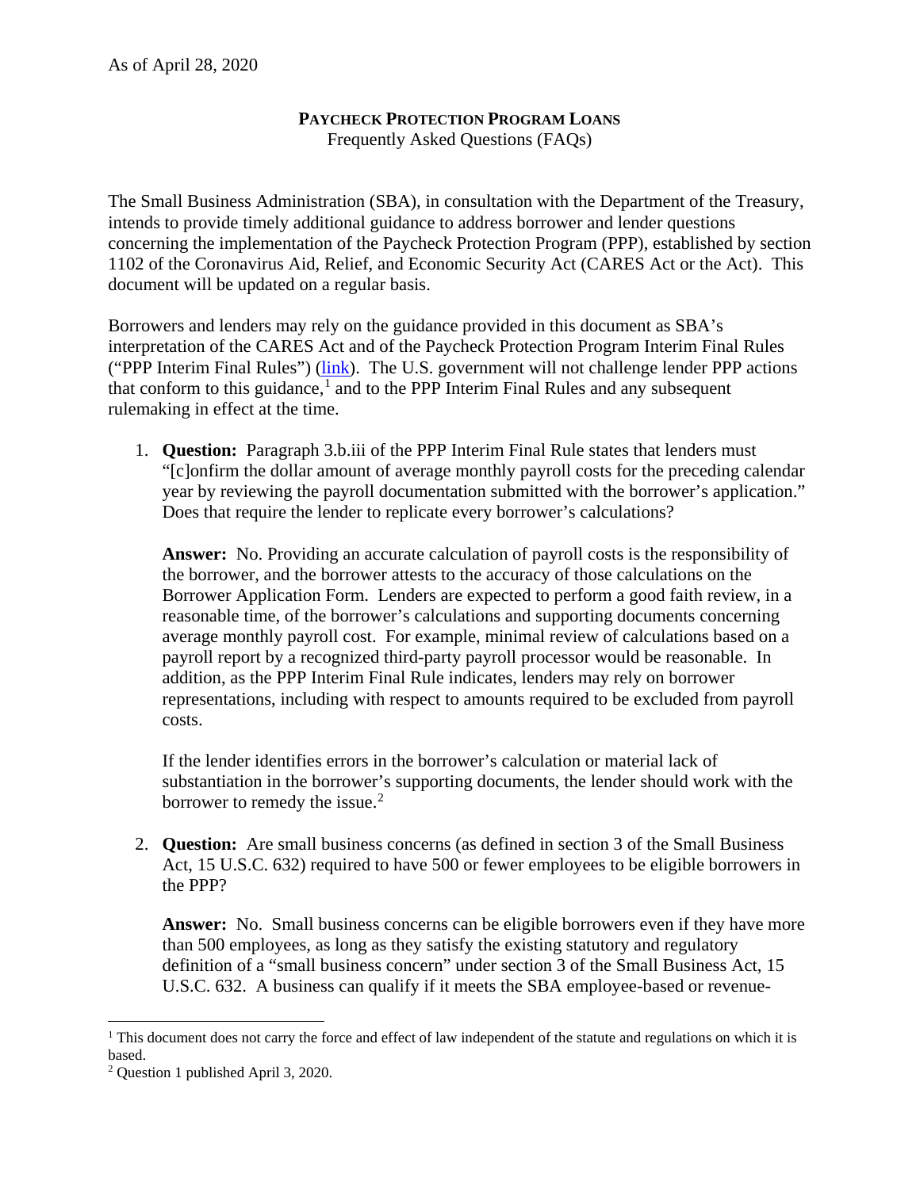As of April 28, 2020

# PAYCHECK PROTECTION PROGRAM LOANS

Frequently Asked Questions (FAQs)

The Small Business Administration (SBA), in consultation with the Department of the Treasury, intends to provide timely additional guidance to address borrower and lender questions concerning the implementation of the Paycheck Protection Program (PPP), established by section 1102 of the Coronavirus Aid, Relief, and Economic Security Act (CARES Act or the Act). This document will be updated on a regular basis.

Borrowers and lenders may rely on the guidance provided in this document as SBA's interpretation of the CARES Act and of the Paycheck Protection Program Interim Final Rules ("PPP Interim Final Rules") (link). The U.S. government will not challenge lender PPP actions that conform to this guidance,[1] and to the PPP Interim Final Rules and any subsequent rulemaking in effect at the time.

1. **Question:** Paragraph 3.b.iii of the PPP Interim Final Rule states that lenders must "[c]onfirm the dollar amount of average monthly payroll costs for the preceding calendar year by reviewing the payroll documentation submitted with the borrower's application." Does that require the lender to replicate every borrower's calculations?

   **Answer:** No. Providing an accurate calculation of payroll costs is the responsibility of the borrower, and the borrower attests to the accuracy of those calculations on the Borrower Application Form. Lenders are expected to perform a good faith review, in a reasonable time, of the borrower's calculations and supporting documents concerning average monthly payroll cost. For example, minimal review of calculations based on a payroll report by a recognized third-party payroll processor would be reasonable. In addition, as the PPP Interim Final Rule indicates, lenders may rely on borrower representations, including with respect to amounts required to be excluded from payroll costs.

   If the lender identifies errors in the borrower's calculation or material lack of substantiation in the borrower's supporting documents, the lender should work with the borrower to remedy the issue.[2]

2. **Question:** Are small business concerns (as defined in section 3 of the Small Business Act, 15 U.S.C. 632) required to have 500 or fewer employees to be eligible borrowers in the PPP?

   **Answer:** No. Small business concerns can be eligible borrowers even if they have more than 500 employees, as long as they satisfy the existing statutory and regulatory definition of a "small business concern" under section 3 of the Small Business Act, 15 U.S.C. 632. A business can qualify if it meets the SBA employee-based or revenue-

---

[1] This document does not carry the force and effect of law independent of the statute and regulations on which it is based.

[2] Question 1 published April 3, 2020.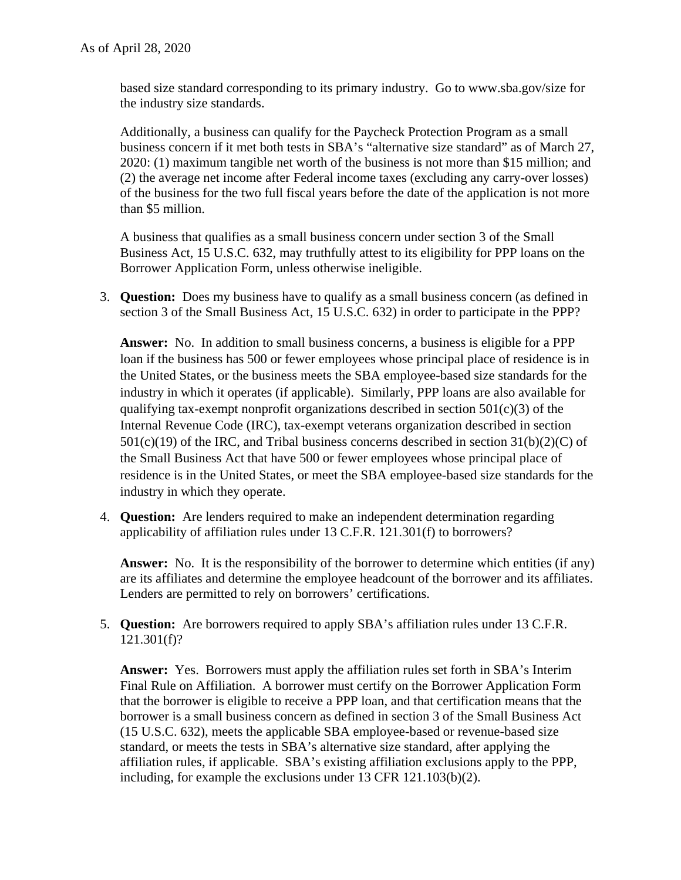based size standard corresponding to its primary industry. Go to www.sba.gov/size for the industry size standards.

Additionally, a business can qualify for the Paycheck Protection Program as a small business concern if it met both tests in SBA's "alternative size standard" as of March 27, 2020: (1) maximum tangible net worth of the business is not more than $15 million; and (2) the average net income after Federal income taxes (excluding any carry-over losses) of the business for the two full fiscal years before the date of the application is not more than $5 million.

A business that qualifies as a small business concern under section 3 of the Small Business Act, 15 U.S.C. 632, may truthfully attest to its eligibility for PPP loans on the Borrower Application Form, unless otherwise ineligible.

3. **Question:** Does my business have to qualify as a small business concern (as defined in section 3 of the Small Business Act, 15 U.S.C. 632) in order to participate in the PPP?

   **Answer:** No. In addition to small business concerns, a business is eligible for a PPP loan if the business has 500 or fewer employees whose principal place of residence is in the United States, or the business meets the SBA employee-based size standards for the industry in which it operates (if applicable). Similarly, PPP loans are also available for qualifying tax-exempt nonprofit organizations described in section 501(c)(3) of the Internal Revenue Code (IRC), tax-exempt veterans organization described in section 501(c)(19) of the IRC, and Tribal business concerns described in section 31(b)(2)(C) of the Small Business Act that have 500 or fewer employees whose principal place of residence is in the United States, or meet the SBA employee-based size standards for the industry in which they operate.

4. **Question:** Are lenders required to make an independent determination regarding applicability of affiliation rules under 13 C.F.R. 121.301(f) to borrowers?

   **Answer:** No. It is the responsibility of the borrower to determine which entities (if any) are its affiliates and determine the employee headcount of the borrower and its affiliates. Lenders are permitted to rely on borrowers' certifications.

5. **Question:** Are borrowers required to apply SBA's affiliation rules under 13 C.F.R. 121.301(f)?

   **Answer:** Yes. Borrowers must apply the affiliation rules set forth in SBA's Interim Final Rule on Affiliation. A borrower must certify on the Borrower Application Form that the borrower is eligible to receive a PPP loan, and that certification means that the borrower is a small business concern as defined in section 3 of the Small Business Act (15 U.S.C. 632), meets the applicable SBA employee-based or revenue-based size standard, or meets the tests in SBA's alternative size standard, after applying the affiliation rules, if applicable. SBA's existing affiliation exclusions apply to the PPP, including, for example the exclusions under 13 CFR 121.103(b)(2).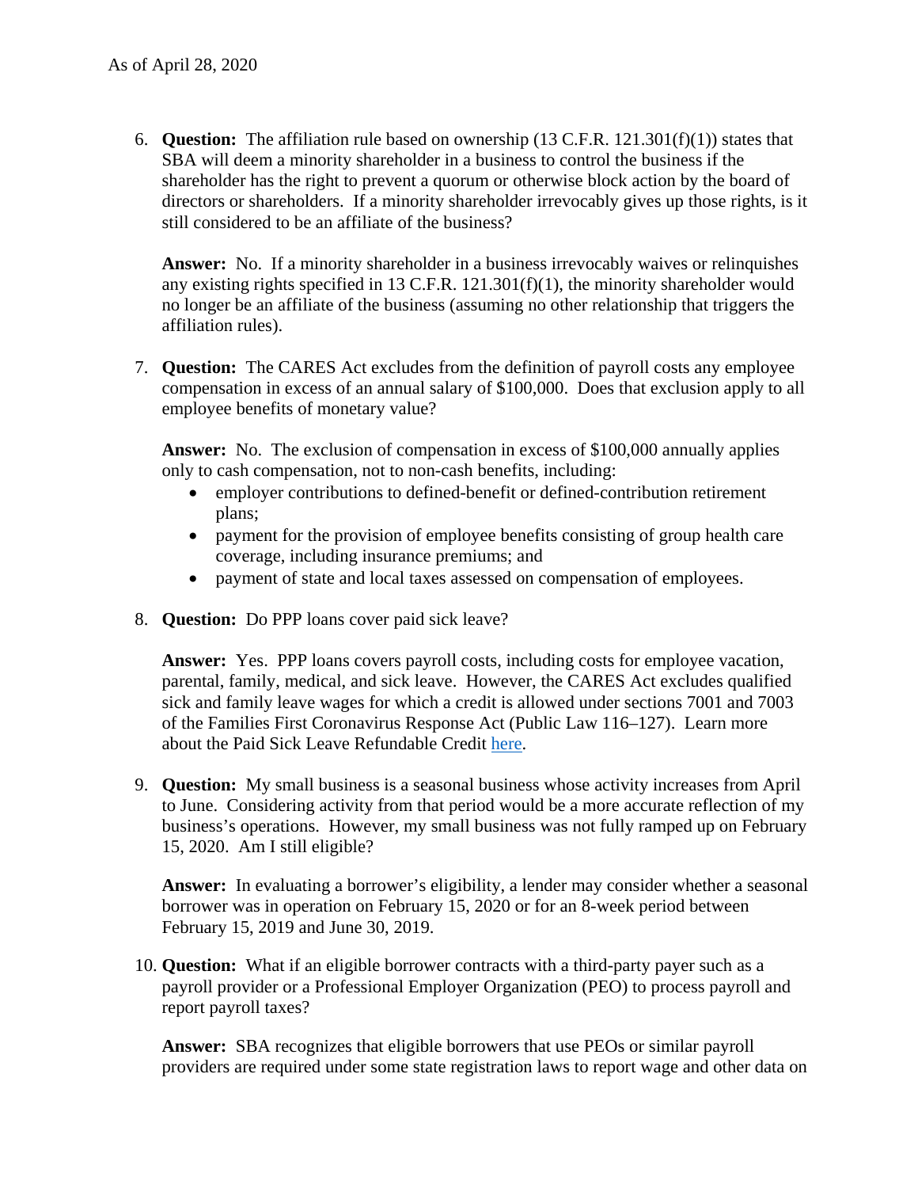As of April 28, 2020

6. **Question:** The affiliation rule based on ownership (13 C.F.R. 121.301(f)(1)) states that SBA will deem a minority shareholder in a business to control the business if the shareholder has the right to prevent a quorum or otherwise block action by the board of directors or shareholders. If a minority shareholder irrevocably gives up those rights, is it still considered to be an affiliate of the business?

   **Answer:** No. If a minority shareholder in a business irrevocably waives or relinquishes any existing rights specified in 13 C.F.R. 121.301(f)(1), the minority shareholder would no longer be an affiliate of the business (assuming no other relationship that triggers the affiliation rules).

7. **Question:** The CARES Act excludes from the definition of payroll costs any employee compensation in excess of an annual salary of $100,000. Does that exclusion apply to all employee benefits of monetary value?

   **Answer:** No. The exclusion of compensation in excess of $100,000 annually applies only to cash compensation, not to non-cash benefits, including:
   - employer contributions to defined-benefit or defined-contribution retirement plans;
   - payment for the provision of employee benefits consisting of group health care coverage, including insurance premiums; and
   - payment of state and local taxes assessed on compensation of employees.

8. **Question:** Do PPP loans cover paid sick leave?

   **Answer:** Yes. PPP loans covers payroll costs, including costs for employee vacation, parental, family, medical, and sick leave. However, the CARES Act excludes qualified sick and family leave wages for which a credit is allowed under sections 7001 and 7003 of the Families First Coronavirus Response Act (Public Law 116–127). Learn more about the Paid Sick Leave Refundable Credit here.

9. **Question:** My small business is a seasonal business whose activity increases from April to June. Considering activity from that period would be a more accurate reflection of my business's operations. However, my small business was not fully ramped up on February 15, 2020. Am I still eligible?

   **Answer:** In evaluating a borrower's eligibility, a lender may consider whether a seasonal borrower was in operation on February 15, 2020 or for an 8-week period between February 15, 2019 and June 30, 2019.

10. **Question:** What if an eligible borrower contracts with a third-party payer such as a payroll provider or a Professional Employer Organization (PEO) to process payroll and report payroll taxes?

    **Answer:** SBA recognizes that eligible borrowers that use PEOs or similar payroll providers are required under some state registration laws to report wage and other data on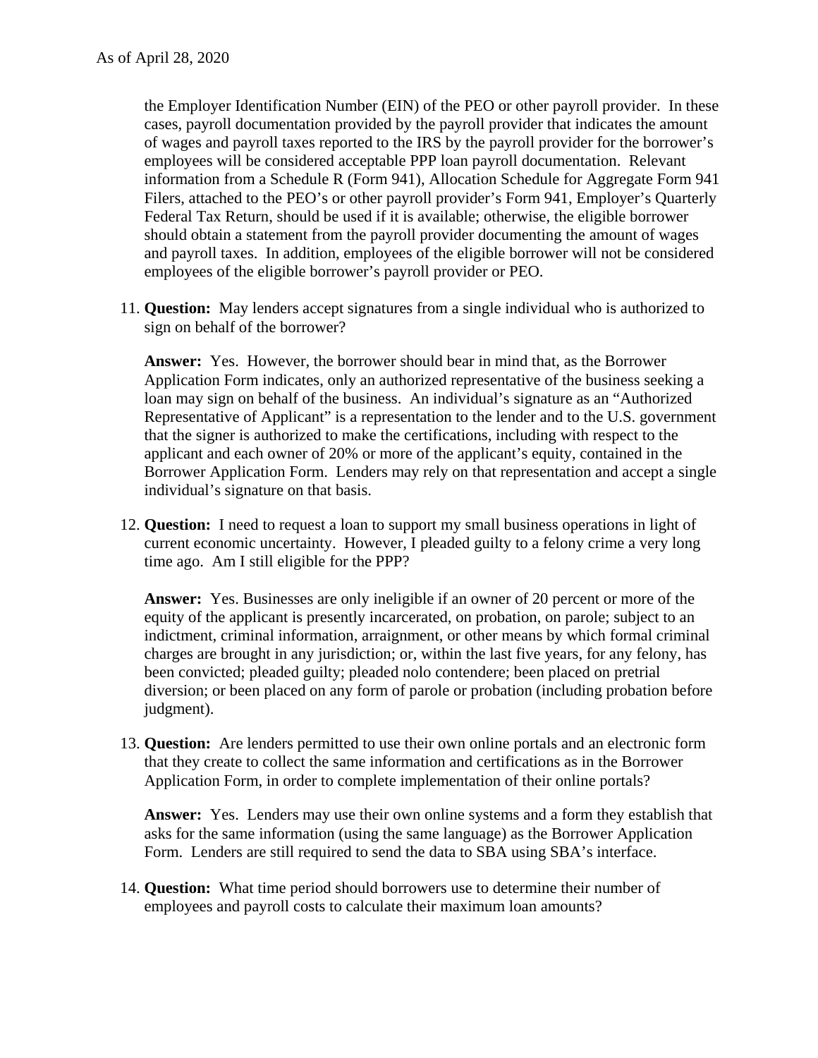the Employer Identification Number (EIN) of the PEO or other payroll provider. In these cases, payroll documentation provided by the payroll provider that indicates the amount of wages and payroll taxes reported to the IRS by the payroll provider for the borrower's employees will be considered acceptable PPP loan payroll documentation. Relevant information from a Schedule R (Form 941), Allocation Schedule for Aggregate Form 941 Filers, attached to the PEO's or other payroll provider's Form 941, Employer's Quarterly Federal Tax Return, should be used if it is available; otherwise, the eligible borrower should obtain a statement from the payroll provider documenting the amount of wages and payroll taxes. In addition, employees of the eligible borrower will not be considered employees of the eligible borrower's payroll provider or PEO.

11. **Question:** May lenders accept signatures from a single individual who is authorized to sign on behalf of the borrower?

    **Answer:** Yes. However, the borrower should bear in mind that, as the Borrower Application Form indicates, only an authorized representative of the business seeking a loan may sign on behalf of the business. An individual's signature as an "Authorized Representative of Applicant" is a representation to the lender and to the U.S. government that the signer is authorized to make the certifications, including with respect to the applicant and each owner of 20% or more of the applicant's equity, contained in the Borrower Application Form. Lenders may rely on that representation and accept a single individual's signature on that basis.

12. **Question:** I need to request a loan to support my small business operations in light of current economic uncertainty. However, I pleaded guilty to a felony crime a very long time ago. Am I still eligible for the PPP?

    **Answer:** Yes. Businesses are only ineligible if an owner of 20 percent or more of the equity of the applicant is presently incarcerated, on probation, on parole; subject to an indictment, criminal information, arraignment, or other means by which formal criminal charges are brought in any jurisdiction; or, within the last five years, for any felony, has been convicted; pleaded guilty; pleaded nolo contendere; been placed on pretrial diversion; or been placed on any form of parole or probation (including probation before judgment).

13. **Question:** Are lenders permitted to use their own online portals and an electronic form that they create to collect the same information and certifications as in the Borrower Application Form, in order to complete implementation of their online portals?

    **Answer:** Yes. Lenders may use their own online systems and a form they establish that asks for the same information (using the same language) as the Borrower Application Form. Lenders are still required to send the data to SBA using SBA's interface.

14. **Question:** What time period should borrowers use to determine their number of employees and payroll costs to calculate their maximum loan amounts?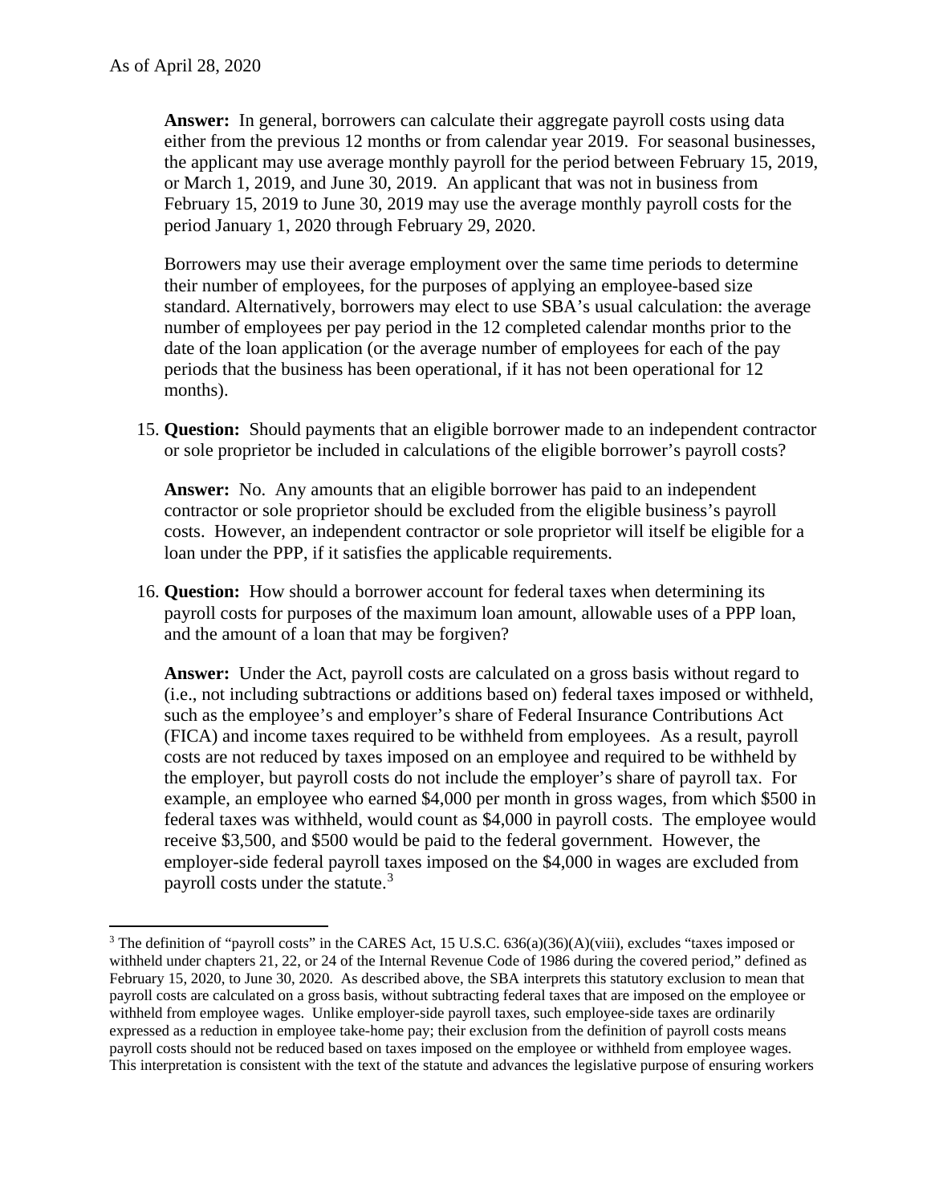**Answer:** In general, borrowers can calculate their aggregate payroll costs using data either from the previous 12 months or from calendar year 2019. For seasonal businesses, the applicant may use average monthly payroll for the period between February 15, 2019, or March 1, 2019, and June 30, 2019. An applicant that was not in business from February 15, 2019 to June 30, 2019 may use the average monthly payroll costs for the period January 1, 2020 through February 29, 2020.

Borrowers may use their average employment over the same time periods to determine their number of employees, for the purposes of applying an employee-based size standard. Alternatively, borrowers may elect to use SBA's usual calculation: the average number of employees per pay period in the 12 completed calendar months prior to the date of the loan application (or the average number of employees for each of the pay periods that the business has been operational, if it has not been operational for 12 months).

15. **Question:** Should payments that an eligible borrower made to an independent contractor or sole proprietor be included in calculations of the eligible borrower's payroll costs?

    **Answer:** No. Any amounts that an eligible borrower has paid to an independent contractor or sole proprietor should be excluded from the eligible business's payroll costs. However, an independent contractor or sole proprietor will itself be eligible for a loan under the PPP, if it satisfies the applicable requirements.

16. **Question:** How should a borrower account for federal taxes when determining its payroll costs for purposes of the maximum loan amount, allowable uses of a PPP loan, and the amount of a loan that may be forgiven?

    **Answer:** Under the Act, payroll costs are calculated on a gross basis without regard to (i.e., not including subtractions or additions based on) federal taxes imposed or withheld, such as the employee's and employer's share of Federal Insurance Contributions Act (FICA) and income taxes required to be withheld from employees. As a result, payroll costs are not reduced by taxes imposed on an employee and required to be withheld by the employer, but payroll costs do not include the employer's share of payroll tax. For example, an employee who earned $4,000 per month in gross wages, from which $500 in federal taxes was withheld, would count as $4,000 in payroll costs. The employee would receive $3,500, and $500 would be paid to the federal government. However, the employer-side federal payroll taxes imposed on the $4,000 in wages are excluded from payroll costs under the statute.[3]

---

[3] The definition of "payroll costs" in the CARES Act, 15 U.S.C. 636(a)(36)(A)(viii), excludes "taxes imposed or withheld under chapters 21, 22, or 24 of the Internal Revenue Code of 1986 during the covered period," defined as February 15, 2020, to June 30, 2020. As described above, the SBA interprets this statutory exclusion to mean that payroll costs are calculated on a gross basis, without subtracting federal taxes that are imposed on the employee or withheld from employee wages. Unlike employer-side payroll taxes, such employee-side taxes are ordinarily expressed as a reduction in employee take-home pay; their exclusion from the definition of payroll costs means payroll costs should not be reduced based on taxes imposed on the employee or withheld from employee wages. This interpretation is consistent with the text of the statute and advances the legislative purpose of ensuring workers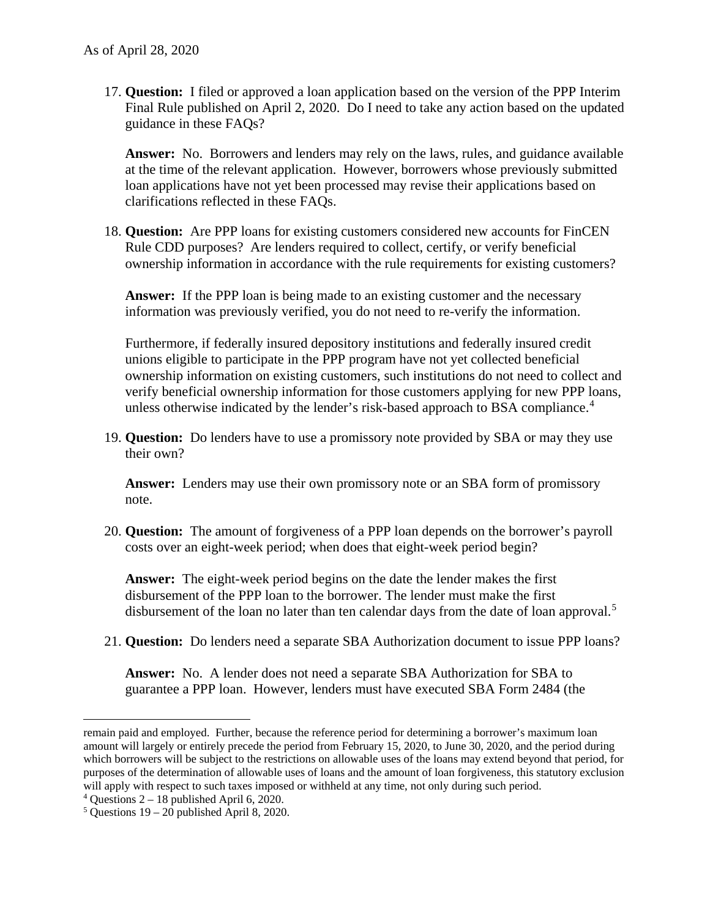17. **Question:** I filed or approved a loan application based on the version of the PPP Interim Final Rule published on April 2, 2020. Do I need to take any action based on the updated guidance in these FAQs?

    **Answer:** No. Borrowers and lenders may rely on the laws, rules, and guidance available at the time of the relevant application. However, borrowers whose previously submitted loan applications have not yet been processed may revise their applications based on clarifications reflected in these FAQs.

18. **Question:** Are PPP loans for existing customers considered new accounts for FinCEN Rule CDD purposes? Are lenders required to collect, certify, or verify beneficial ownership information in accordance with the rule requirements for existing customers?

    **Answer:** If the PPP loan is being made to an existing customer and the necessary information was previously verified, you do not need to re-verify the information.

    Furthermore, if federally insured depository institutions and federally insured credit unions eligible to participate in the PPP program have not yet collected beneficial ownership information on existing customers, such institutions do not need to collect and verify beneficial ownership information for those customers applying for new PPP loans, unless otherwise indicated by the lender's risk-based approach to BSA compliance.[4]

19. **Question:** Do lenders have to use a promissory note provided by SBA or may they use their own?

    **Answer:** Lenders may use their own promissory note or an SBA form of promissory note.

20. **Question:** The amount of forgiveness of a PPP loan depends on the borrower's payroll costs over an eight-week period; when does that eight-week period begin?

    **Answer:** The eight-week period begins on the date the lender makes the first disbursement of the PPP loan to the borrower. The lender must make the first disbursement of the loan no later than ten calendar days from the date of loan approval.[5]

21. **Question:** Do lenders need a separate SBA Authorization document to issue PPP loans?

    **Answer:** No. A lender does not need a separate SBA Authorization for SBA to guarantee a PPP loan. However, lenders must have executed SBA Form 2484 (the

---

remain paid and employed. Further, because the reference period for determining a borrower's maximum loan amount will largely or entirely precede the period from February 15, 2020, to June 30, 2020, and the period during which borrowers will be subject to the restrictions on allowable uses of the loans may extend beyond that period, for purposes of the determination of allowable uses of loans and the amount of loan forgiveness, this statutory exclusion will apply with respect to such taxes imposed or withheld at any time, not only during such period.

[4] Questions 2 – 18 published April 6, 2020.

[5] Questions 19 – 20 published April 8, 2020.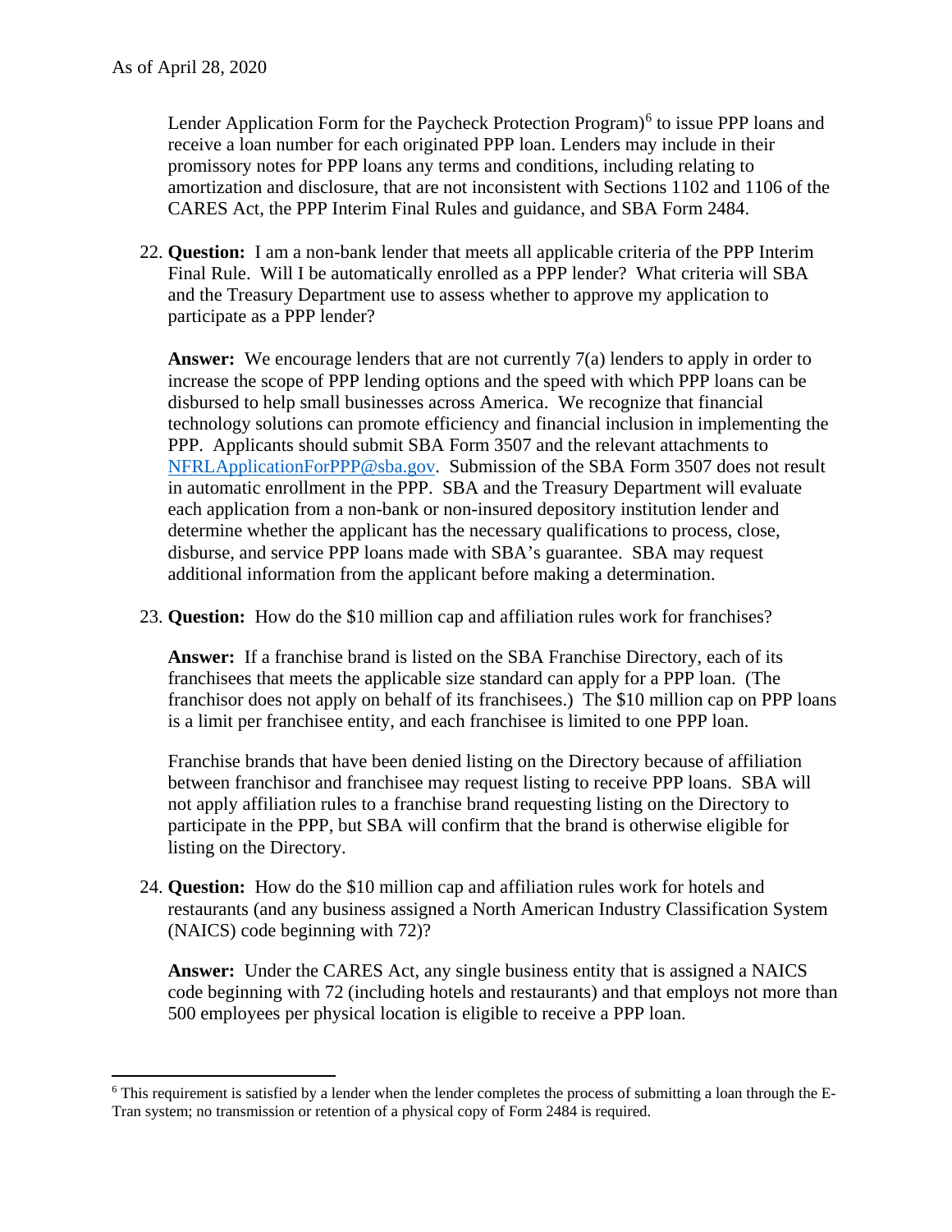Lender Application Form for the Paycheck Protection Program)[6] to issue PPP loans and receive a loan number for each originated PPP loan. Lenders may include in their promissory notes for PPP loans any terms and conditions, including relating to amortization and disclosure, that are not inconsistent with Sections 1102 and 1106 of the CARES Act, the PPP Interim Final Rules and guidance, and SBA Form 2484.

22. **Question:** I am a non-bank lender that meets all applicable criteria of the PPP Interim Final Rule. Will I be automatically enrolled as a PPP lender? What criteria will SBA and the Treasury Department use to assess whether to approve my application to participate as a PPP lender?

    **Answer:** We encourage lenders that are not currently 7(a) lenders to apply in order to increase the scope of PPP lending options and the speed with which PPP loans can be disbursed to help small businesses across America. We recognize that financial technology solutions can promote efficiency and financial inclusion in implementing the PPP. Applicants should submit SBA Form 3507 and the relevant attachments to NFRLApplicationForPPP@sba.gov. Submission of the SBA Form 3507 does not result in automatic enrollment in the PPP. SBA and the Treasury Department will evaluate each application from a non-bank or non-insured depository institution lender and determine whether the applicant has the necessary qualifications to process, close, disburse, and service PPP loans made with SBA's guarantee. SBA may request additional information from the applicant before making a determination.

23. **Question:** How do the $10 million cap and affiliation rules work for franchises?

    **Answer:** If a franchise brand is listed on the SBA Franchise Directory, each of its franchisees that meets the applicable size standard can apply for a PPP loan. (The franchisor does not apply on behalf of its franchisees.) The $10 million cap on PPP loans is a limit per franchisee entity, and each franchisee is limited to one PPP loan.

    Franchise brands that have been denied listing on the Directory because of affiliation between franchisor and franchisee may request listing to receive PPP loans. SBA will not apply affiliation rules to a franchise brand requesting listing on the Directory to participate in the PPP, but SBA will confirm that the brand is otherwise eligible for listing on the Directory.

24. **Question:** How do the $10 million cap and affiliation rules work for hotels and restaurants (and any business assigned a North American Industry Classification System (NAICS) code beginning with 72)?

    **Answer:** Under the CARES Act, any single business entity that is assigned a NAICS code beginning with 72 (including hotels and restaurants) and that employs not more than 500 employees per physical location is eligible to receive a PPP loan.

---

[6] This requirement is satisfied by a lender when the lender completes the process of submitting a loan through the E-Tran system; no transmission or retention of a physical copy of Form 2484 is required.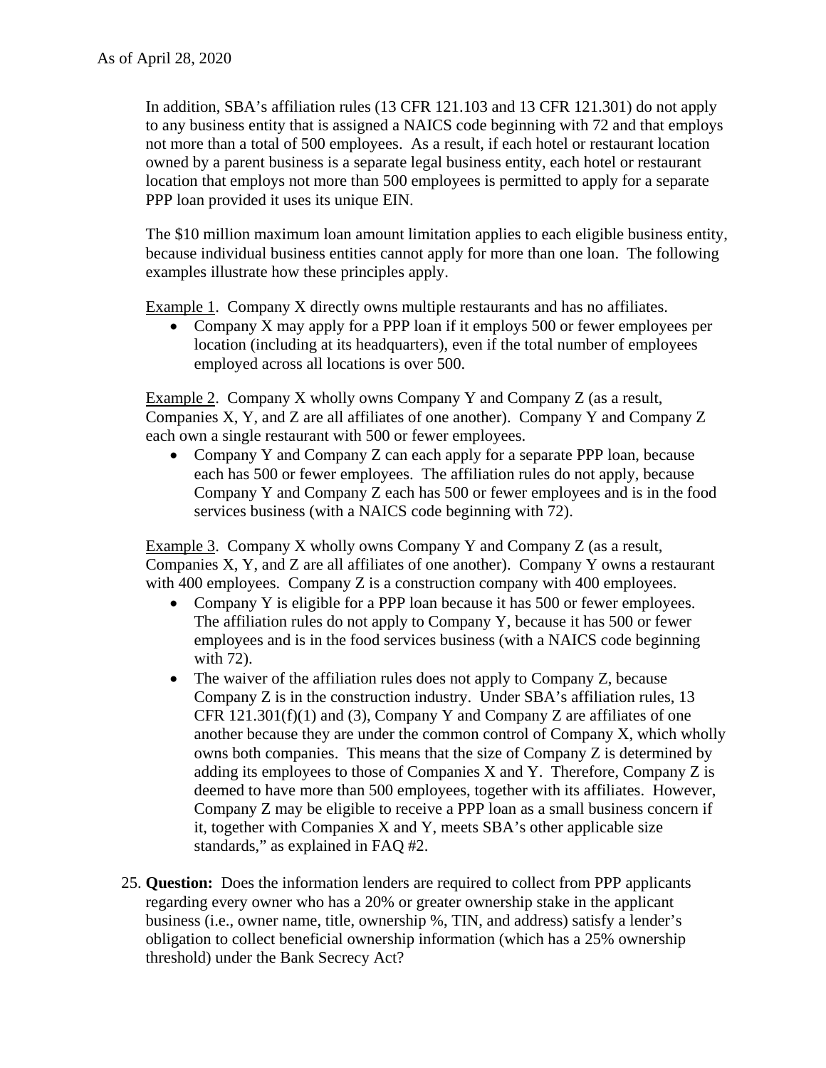As of April 28, 2020

In addition, SBA's affiliation rules (13 CFR 121.103 and 13 CFR 121.301) do not apply to any business entity that is assigned a NAICS code beginning with 72 and that employs not more than a total of 500 employees. As a result, if each hotel or restaurant location owned by a parent business is a separate legal business entity, each hotel or restaurant location that employs not more than 500 employees is permitted to apply for a separate PPP loan provided it uses its unique EIN.

The $10 million maximum loan amount limitation applies to each eligible business entity, because individual business entities cannot apply for more than one loan. The following examples illustrate how these principles apply.

<u>Example 1</u>. Company X directly owns multiple restaurants and has no affiliates.

- Company X may apply for a PPP loan if it employs 500 or fewer employees per location (including at its headquarters), even if the total number of employees employed across all locations is over 500.

<u>Example 2</u>. Company X wholly owns Company Y and Company Z (as a result, Companies X, Y, and Z are all affiliates of one another). Company Y and Company Z each own a single restaurant with 500 or fewer employees.

- Company Y and Company Z can each apply for a separate PPP loan, because each has 500 or fewer employees. The affiliation rules do not apply, because Company Y and Company Z each has 500 or fewer employees and is in the food services business (with a NAICS code beginning with 72).

<u>Example 3</u>. Company X wholly owns Company Y and Company Z (as a result, Companies X, Y, and Z are all affiliates of one another). Company Y owns a restaurant with 400 employees. Company Z is a construction company with 400 employees.

- Company Y is eligible for a PPP loan because it has 500 or fewer employees. The affiliation rules do not apply to Company Y, because it has 500 or fewer employees and is in the food services business (with a NAICS code beginning with 72).
- The waiver of the affiliation rules does not apply to Company Z, because Company Z is in the construction industry. Under SBA's affiliation rules, 13 CFR 121.301(f)(1) and (3), Company Y and Company Z are affiliates of one another because they are under the common control of Company X, which wholly owns both companies. This means that the size of Company Z is determined by adding its employees to those of Companies X and Y. Therefore, Company Z is deemed to have more than 500 employees, together with its affiliates. However, Company Z may be eligible to receive a PPP loan as a small business concern if it, together with Companies X and Y, meets SBA's other applicable size standards," as explained in FAQ #2.

25. **Question:** Does the information lenders are required to collect from PPP applicants regarding every owner who has a 20% or greater ownership stake in the applicant business (i.e., owner name, title, ownership %, TIN, and address) satisfy a lender's obligation to collect beneficial ownership information (which has a 25% ownership threshold) under the Bank Secrecy Act?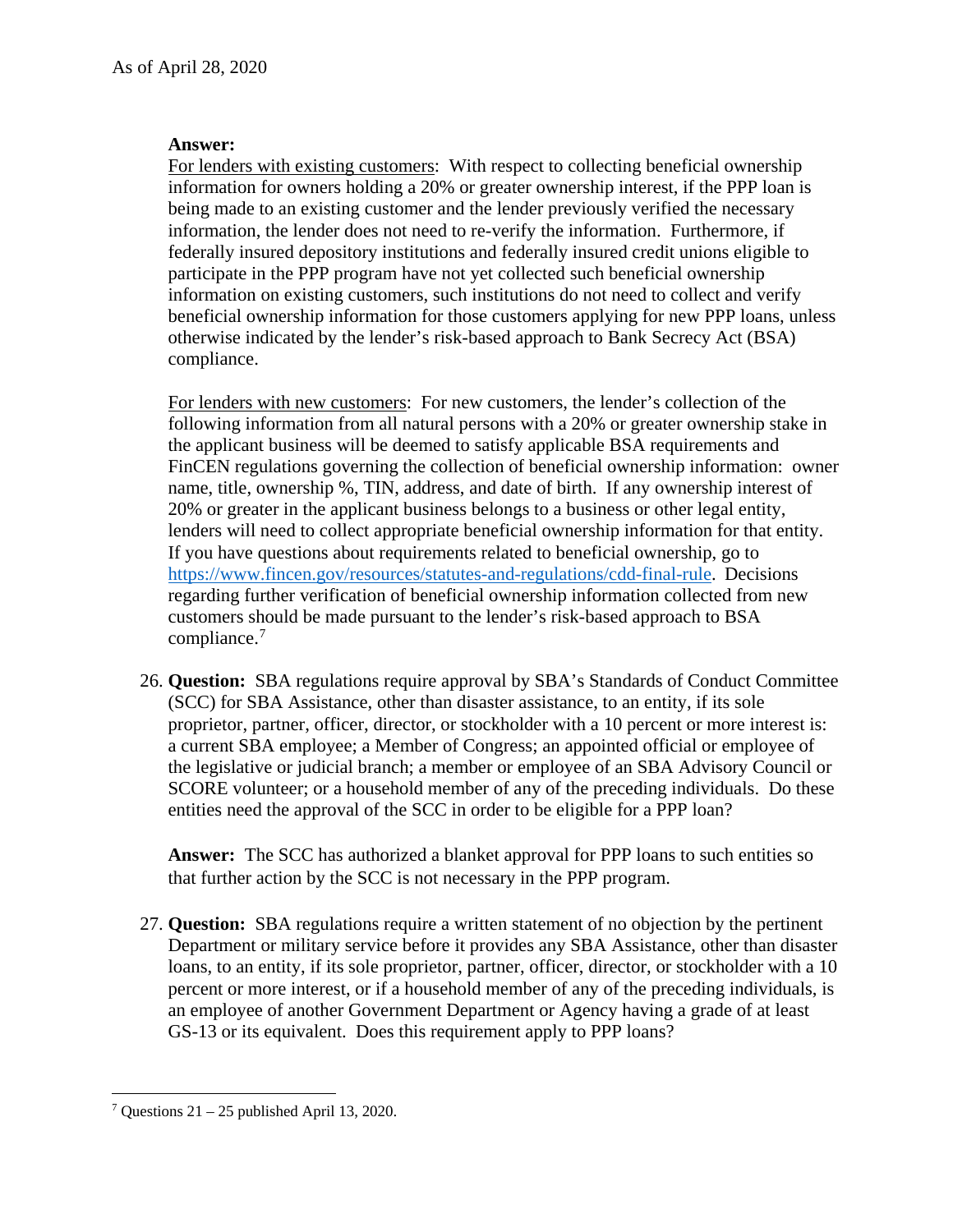**Answer:**
For lenders with existing customers: With respect to collecting beneficial ownership information for owners holding a 20% or greater ownership interest, if the PPP loan is being made to an existing customer and the lender previously verified the necessary information, the lender does not need to re-verify the information. Furthermore, if federally insured depository institutions and federally insured credit unions eligible to participate in the PPP program have not yet collected such beneficial ownership information on existing customers, such institutions do not need to collect and verify beneficial ownership information for those customers applying for new PPP loans, unless otherwise indicated by the lender's risk-based approach to Bank Secrecy Act (BSA) compliance.

For lenders with new customers: For new customers, the lender's collection of the following information from all natural persons with a 20% or greater ownership stake in the applicant business will be deemed to satisfy applicable BSA requirements and FinCEN regulations governing the collection of beneficial ownership information: owner name, title, ownership %, TIN, address, and date of birth. If any ownership interest of 20% or greater in the applicant business belongs to a business or other legal entity, lenders will need to collect appropriate beneficial ownership information for that entity. If you have questions about requirements related to beneficial ownership, go to https://www.fincen.gov/resources/statutes-and-regulations/cdd-final-rule. Decisions regarding further verification of beneficial ownership information collected from new customers should be made pursuant to the lender's risk-based approach to BSA compliance.[7]

26. **Question:** SBA regulations require approval by SBA's Standards of Conduct Committee (SCC) for SBA Assistance, other than disaster assistance, to an entity, if its sole proprietor, partner, officer, director, or stockholder with a 10 percent or more interest is: a current SBA employee; a Member of Congress; an appointed official or employee of the legislative or judicial branch; a member or employee of an SBA Advisory Council or SCORE volunteer; or a household member of any of the preceding individuals. Do these entities need the approval of the SCC in order to be eligible for a PPP loan?

    **Answer:** The SCC has authorized a blanket approval for PPP loans to such entities so that further action by the SCC is not necessary in the PPP program.

27. **Question:** SBA regulations require a written statement of no objection by the pertinent Department or military service before it provides any SBA Assistance, other than disaster loans, to an entity, if its sole proprietor, partner, officer, director, or stockholder with a 10 percent or more interest, or if a household member of any of the preceding individuals, is an employee of another Government Department or Agency having a grade of at least GS-13 or its equivalent. Does this requirement apply to PPP loans?

[7] Questions 21 – 25 published April 13, 2020.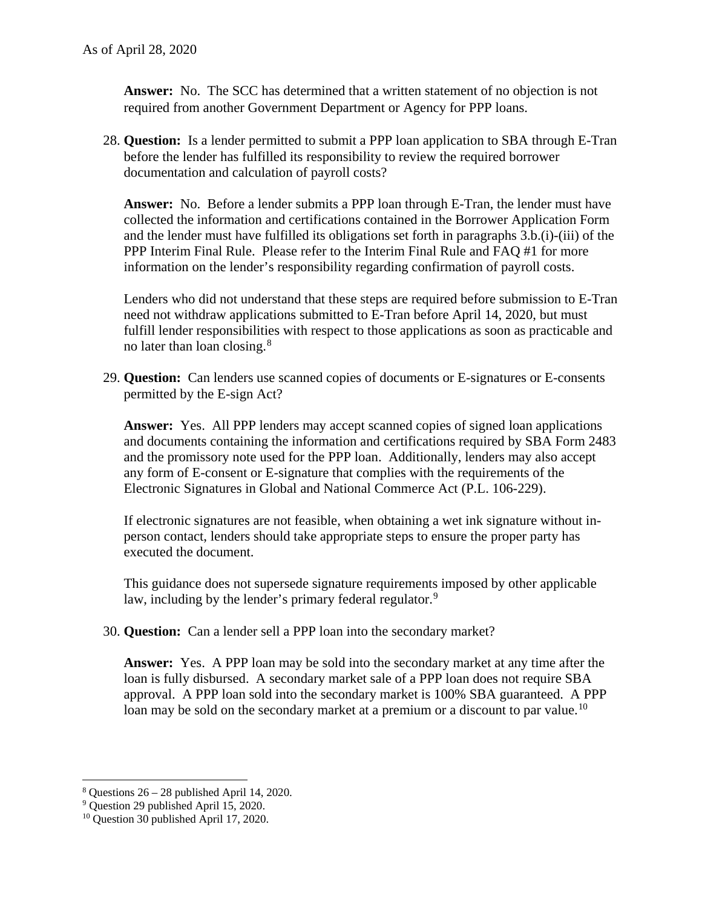**Answer:** No. The SCC has determined that a written statement of no objection is not required from another Government Department or Agency for PPP loans.

28. **Question:** Is a lender permitted to submit a PPP loan application to SBA through E-Tran before the lender has fulfilled its responsibility to review the required borrower documentation and calculation of payroll costs?

    **Answer:** No. Before a lender submits a PPP loan through E-Tran, the lender must have collected the information and certifications contained in the Borrower Application Form and the lender must have fulfilled its obligations set forth in paragraphs 3.b.(i)-(iii) of the PPP Interim Final Rule. Please refer to the Interim Final Rule and FAQ #1 for more information on the lender's responsibility regarding confirmation of payroll costs.

    Lenders who did not understand that these steps are required before submission to E-Tran need not withdraw applications submitted to E-Tran before April 14, 2020, but must fulfill lender responsibilities with respect to those applications as soon as practicable and no later than loan closing.[8]

29. **Question:** Can lenders use scanned copies of documents or E-signatures or E-consents permitted by the E-sign Act?

    **Answer:** Yes. All PPP lenders may accept scanned copies of signed loan applications and documents containing the information and certifications required by SBA Form 2483 and the promissory note used for the PPP loan. Additionally, lenders may also accept any form of E-consent or E-signature that complies with the requirements of the Electronic Signatures in Global and National Commerce Act (P.L. 106-229).

    If electronic signatures are not feasible, when obtaining a wet ink signature without in-person contact, lenders should take appropriate steps to ensure the proper party has executed the document.

    This guidance does not supersede signature requirements imposed by other applicable law, including by the lender's primary federal regulator.[9]

30. **Question:** Can a lender sell a PPP loan into the secondary market?

    **Answer:** Yes. A PPP loan may be sold into the secondary market at any time after the loan is fully disbursed. A secondary market sale of a PPP loan does not require SBA approval. A PPP loan sold into the secondary market is 100% SBA guaranteed. A PPP loan may be sold on the secondary market at a premium or a discount to par value.[10]

---

[8] Questions 26 – 28 published April 14, 2020.
[9] Question 29 published April 15, 2020.
[10] Question 30 published April 17, 2020.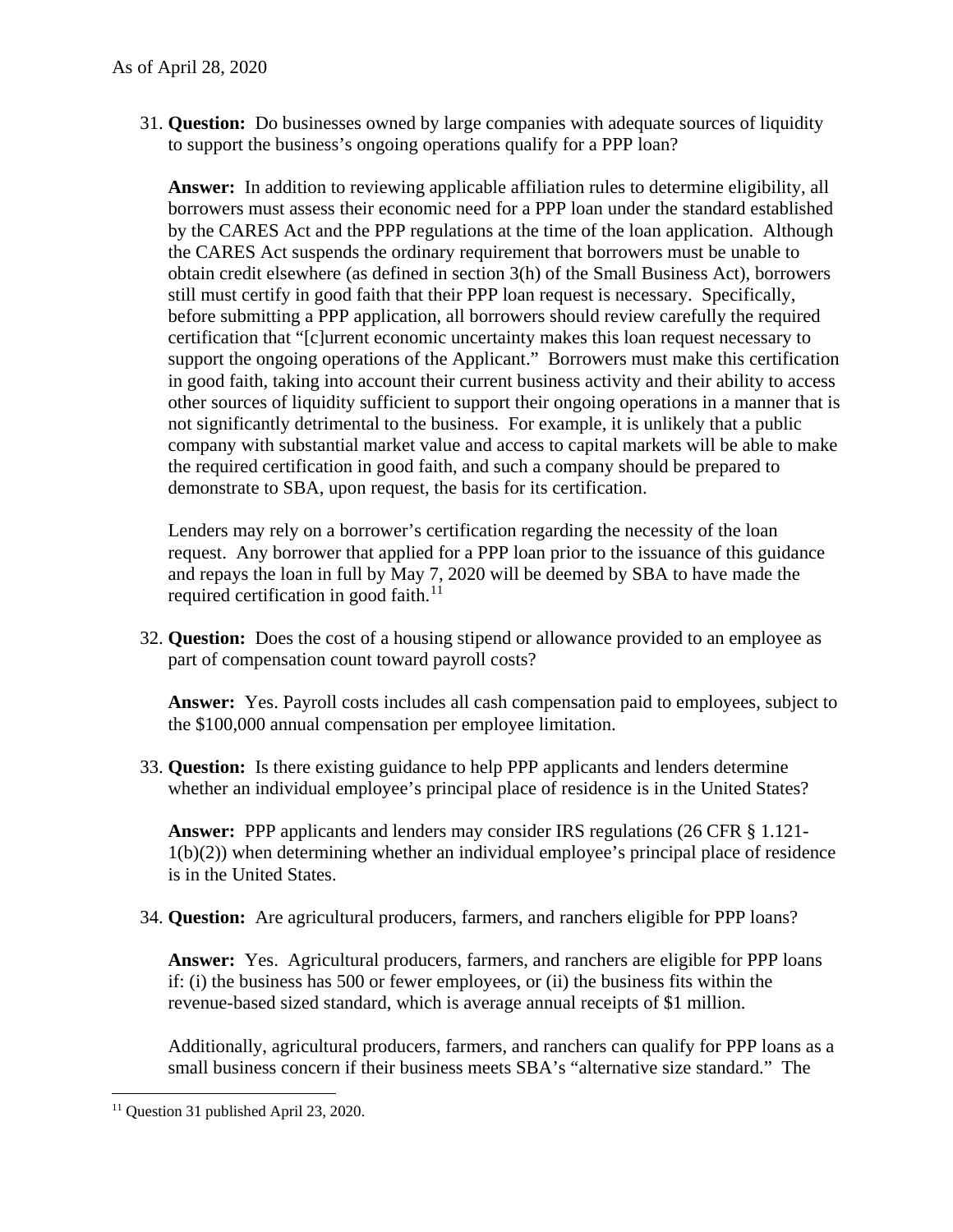31. **Question:** Do businesses owned by large companies with adequate sources of liquidity to support the business's ongoing operations qualify for a PPP loan?

    **Answer:** In addition to reviewing applicable affiliation rules to determine eligibility, all borrowers must assess their economic need for a PPP loan under the standard established by the CARES Act and the PPP regulations at the time of the loan application. Although the CARES Act suspends the ordinary requirement that borrowers must be unable to obtain credit elsewhere (as defined in section 3(h) of the Small Business Act), borrowers still must certify in good faith that their PPP loan request is necessary. Specifically, before submitting a PPP application, all borrowers should review carefully the required certification that "[c]urrent economic uncertainty makes this loan request necessary to support the ongoing operations of the Applicant." Borrowers must make this certification in good faith, taking into account their current business activity and their ability to access other sources of liquidity sufficient to support their ongoing operations in a manner that is not significantly detrimental to the business. For example, it is unlikely that a public company with substantial market value and access to capital markets will be able to make the required certification in good faith, and such a company should be prepared to demonstrate to SBA, upon request, the basis for its certification.

    Lenders may rely on a borrower's certification regarding the necessity of the loan request. Any borrower that applied for a PPP loan prior to the issuance of this guidance and repays the loan in full by May 7, 2020 will be deemed by SBA to have made the required certification in good faith.[11]

32. **Question:** Does the cost of a housing stipend or allowance provided to an employee as part of compensation count toward payroll costs?

    **Answer:** Yes. Payroll costs includes all cash compensation paid to employees, subject to the $100,000 annual compensation per employee limitation.

33. **Question:** Is there existing guidance to help PPP applicants and lenders determine whether an individual employee's principal place of residence is in the United States?

    **Answer:** PPP applicants and lenders may consider IRS regulations (26 CFR § 1.121-1(b)(2)) when determining whether an individual employee's principal place of residence is in the United States.

34. **Question:** Are agricultural producers, farmers, and ranchers eligible for PPP loans?

    **Answer:** Yes. Agricultural producers, farmers, and ranchers are eligible for PPP loans if: (i) the business has 500 or fewer employees, or (ii) the business fits within the revenue-based sized standard, which is average annual receipts of $1 million.

    Additionally, agricultural producers, farmers, and ranchers can qualify for PPP loans as a small business concern if their business meets SBA's "alternative size standard." The

---

[11] Question 31 published April 23, 2020.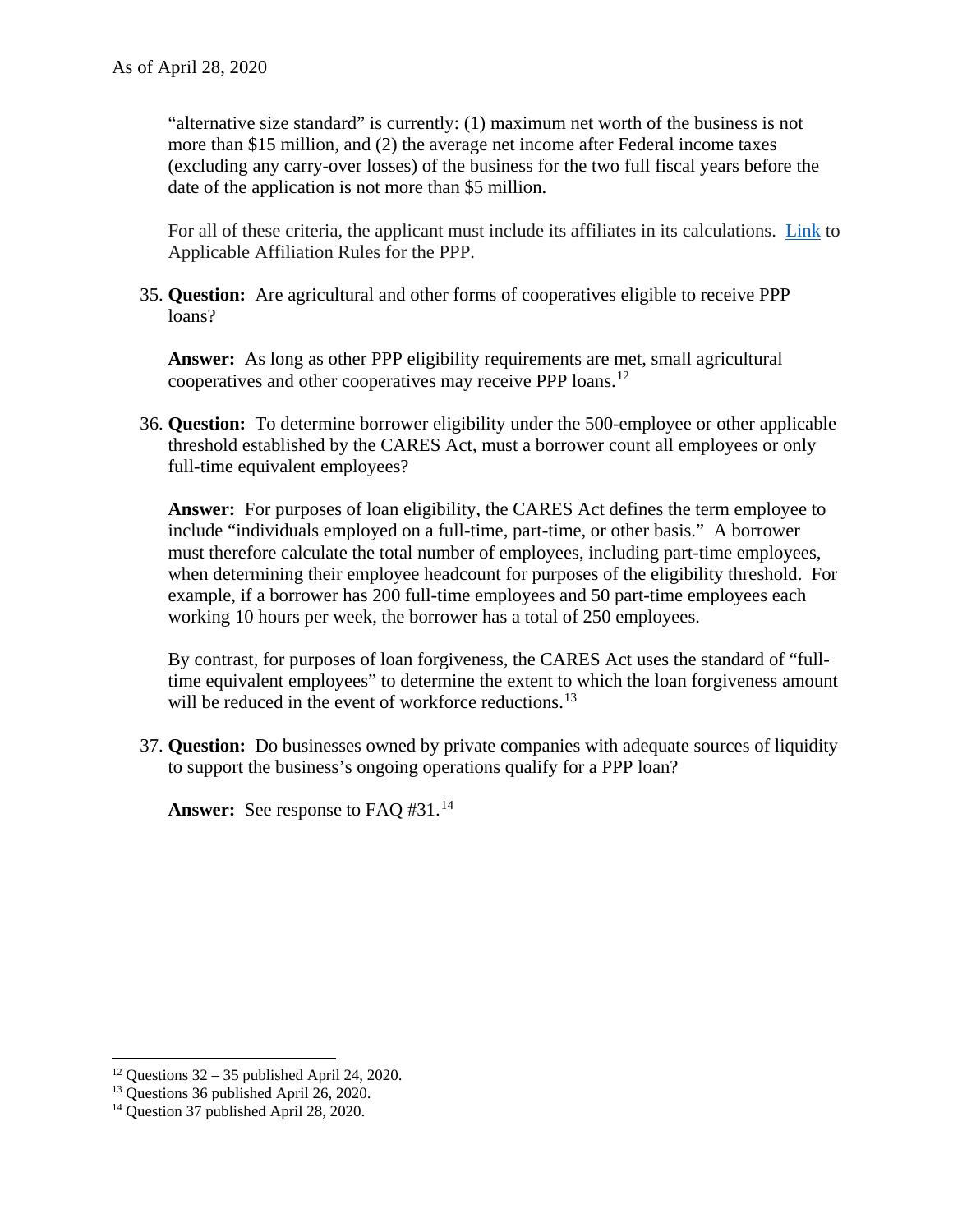"alternative size standard" is currently: (1) maximum net worth of the business is not more than $15 million, and (2) the average net income after Federal income taxes (excluding any carry-over losses) of the business for the two full fiscal years before the date of the application is not more than $5 million.

For all of these criteria, the applicant must include its affiliates in its calculations. Link to Applicable Affiliation Rules for the PPP.

35. **Question:** Are agricultural and other forms of cooperatives eligible to receive PPP loans?

    **Answer:** As long as other PPP eligibility requirements are met, small agricultural cooperatives and other cooperatives may receive PPP loans.[12]

36. **Question:** To determine borrower eligibility under the 500-employee or other applicable threshold established by the CARES Act, must a borrower count all employees or only full-time equivalent employees?

    **Answer:** For purposes of loan eligibility, the CARES Act defines the term employee to include "individuals employed on a full-time, part-time, or other basis." A borrower must therefore calculate the total number of employees, including part-time employees, when determining their employee headcount for purposes of the eligibility threshold. For example, if a borrower has 200 full-time employees and 50 part-time employees each working 10 hours per week, the borrower has a total of 250 employees.

    By contrast, for purposes of loan forgiveness, the CARES Act uses the standard of "full-time equivalent employees" to determine the extent to which the loan forgiveness amount will be reduced in the event of workforce reductions.[13]

37. **Question:** Do businesses owned by private companies with adequate sources of liquidity to support the business's ongoing operations qualify for a PPP loan?

    **Answer:** See response to FAQ #31.[14]

---

[12] Questions 32 – 35 published April 24, 2020.

[13] Questions 36 published April 26, 2020.

[14] Question 37 published April 28, 2020.